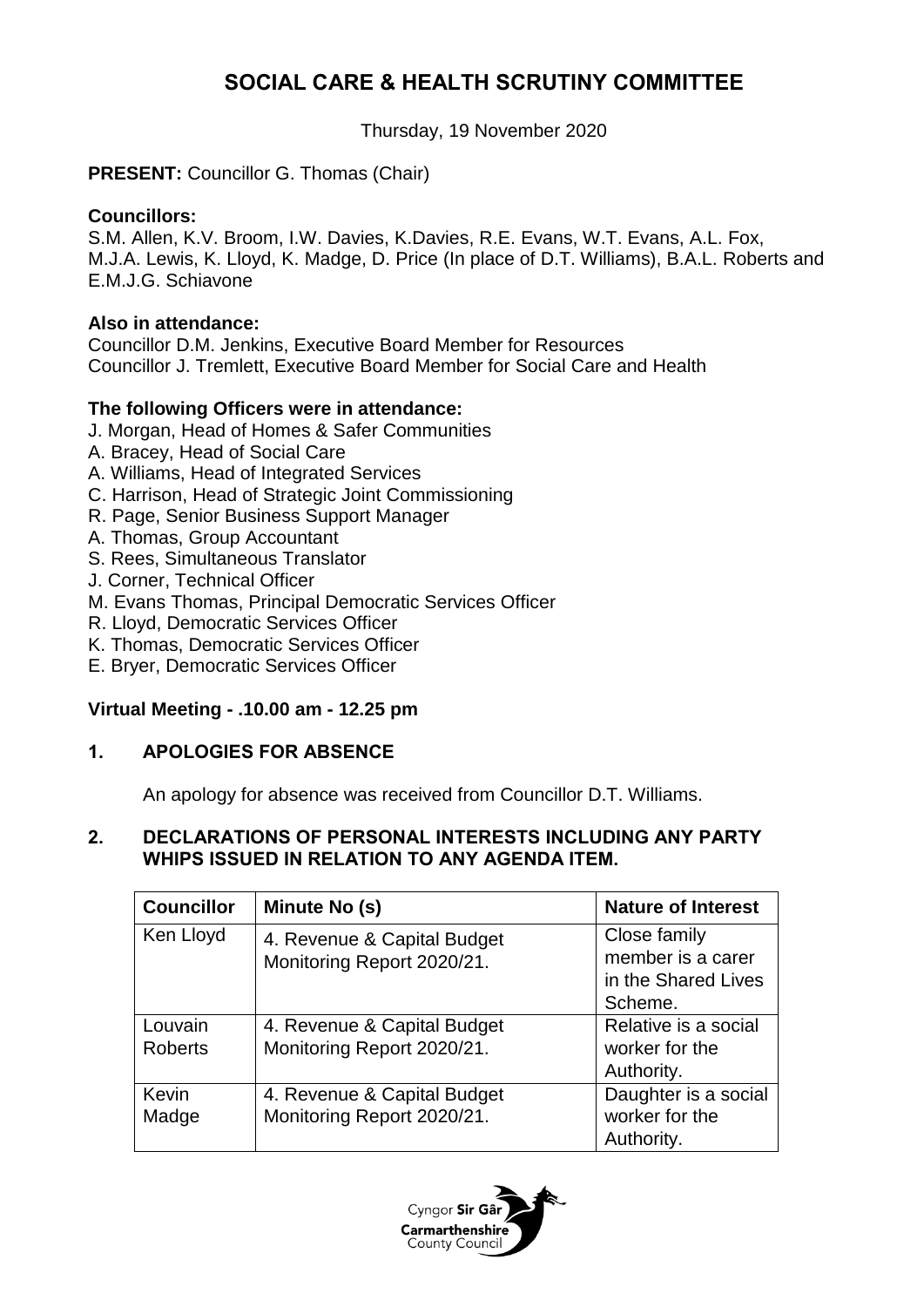# SOCIAL CARE & HEALTH SCRUTINY COMMITTEE

Thursday, 19 November 2020

**PRESENT:** Councillor G. Thomas (Chair)

**Councillors:**
S.M. Allen, K.V. Broom, I.W. Davies, K.Davies, R.E. Evans, W.T. Evans, A.L. Fox, M.J.A. Lewis, K. Lloyd, K. Madge, D. Price (In place of D.T. Williams), B.A.L. Roberts and E.M.J.G. Schiavone

**Also in attendance:**
Councillor D.M. Jenkins, Executive Board Member for Resources
Councillor J. Tremlett, Executive Board Member for Social Care and Health

**The following Officers were in attendance:**
J. Morgan, Head of Homes & Safer Communities
A. Bracey, Head of Social Care
A. Williams, Head of Integrated Services
C. Harrison, Head of Strategic Joint Commissioning
R. Page, Senior Business Support Manager
A. Thomas, Group Accountant
S. Rees, Simultaneous Translator
J. Corner, Technical Officer
M. Evans Thomas, Principal Democratic Services Officer
R. Lloyd, Democratic Services Officer
K. Thomas, Democratic Services Officer
E. Bryer, Democratic Services Officer

**Virtual Meeting - .10.00 am - 12.25 pm**

## 1. APOLOGIES FOR ABSENCE

An apology for absence was received from Councillor D.T. Williams.

## 2. DECLARATIONS OF PERSONAL INTERESTS INCLUDING ANY PARTY WHIPS ISSUED IN RELATION TO ANY AGENDA ITEM.

| Councillor | Minute No (s) | Nature of Interest |
|---|---|---|
| Ken Lloyd | 4. Revenue & Capital Budget Monitoring Report 2020/21. | Close family member is a carer in the Shared Lives Scheme. |
| Louvain Roberts | 4. Revenue & Capital Budget Monitoring Report 2020/21. | Relative is a social worker for the Authority. |
| Kevin Madge | 4. Revenue & Capital Budget Monitoring Report 2020/21. | Daughter is a social worker for the Authority. |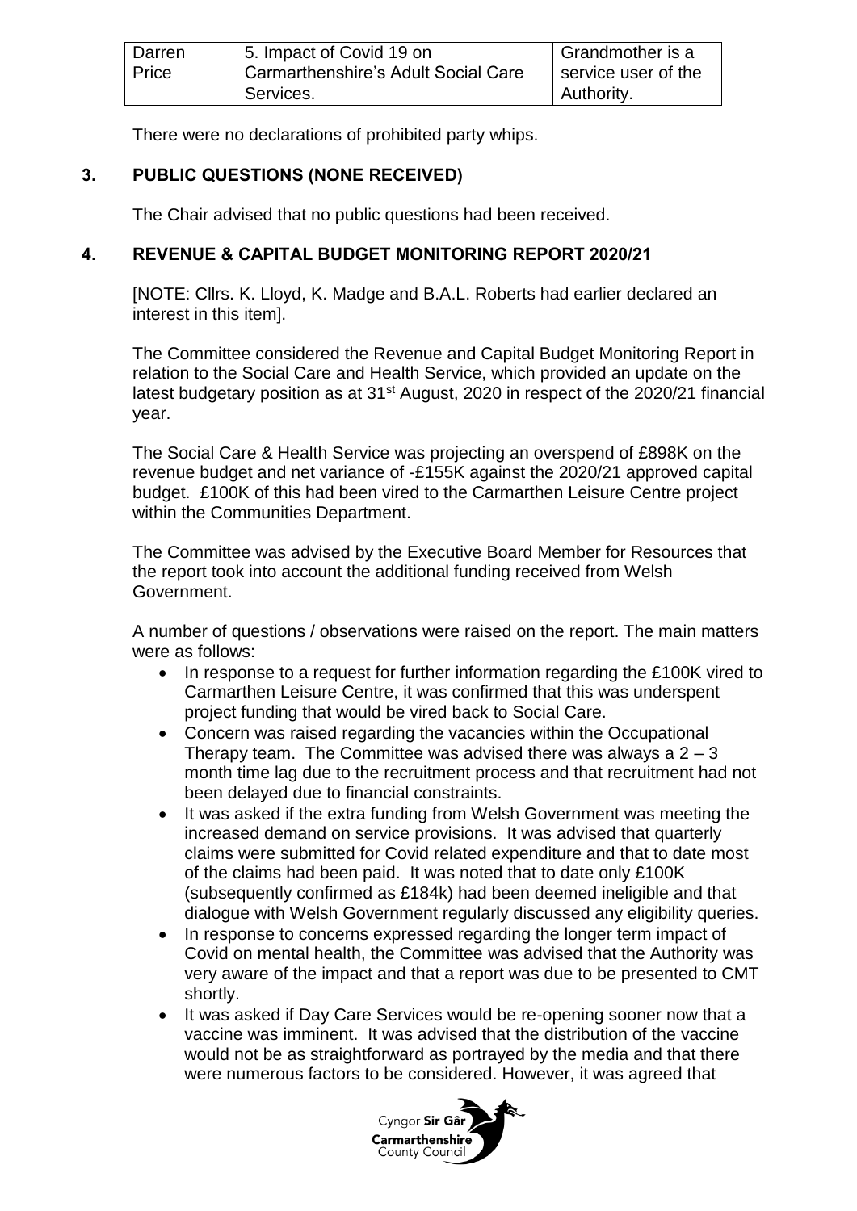| Darren Price | 5. Impact of Covid 19 on Carmarthenshire's Adult Social Care Services. | Grandmother is a service user of the Authority. |
|---|---|---|

There were no declarations of prohibited party whips.

## 3. PUBLIC QUESTIONS (NONE RECEIVED)

The Chair advised that no public questions had been received.

## 4. REVENUE & CAPITAL BUDGET MONITORING REPORT 2020/21

[NOTE: Cllrs. K. Lloyd, K. Madge and B.A.L. Roberts had earlier declared an interest in this item].

The Committee considered the Revenue and Capital Budget Monitoring Report in relation to the Social Care and Health Service, which provided an update on the latest budgetary position as at 31st August, 2020 in respect of the 2020/21 financial year.

The Social Care & Health Service was projecting an overspend of £898K on the revenue budget and net variance of -£155K against the 2020/21 approved capital budget. £100K of this had been vired to the Carmarthen Leisure Centre project within the Communities Department.

The Committee was advised by the Executive Board Member for Resources that the report took into account the additional funding received from Welsh Government.

A number of questions / observations were raised on the report. The main matters were as follows:

- In response to a request for further information regarding the £100K vired to Carmarthen Leisure Centre, it was confirmed that this was underspent project funding that would be vired back to Social Care.
- Concern was raised regarding the vacancies within the Occupational Therapy team. The Committee was advised there was always a 2 – 3 month time lag due to the recruitment process and that recruitment had not been delayed due to financial constraints.
- It was asked if the extra funding from Welsh Government was meeting the increased demand on service provisions. It was advised that quarterly claims were submitted for Covid related expenditure and that to date most of the claims had been paid. It was noted that to date only £100K (subsequently confirmed as £184k) had been deemed ineligible and that dialogue with Welsh Government regularly discussed any eligibility queries.
- In response to concerns expressed regarding the longer term impact of Covid on mental health, the Committee was advised that the Authority was very aware of the impact and that a report was due to be presented to CMT shortly.
- It was asked if Day Care Services would be re-opening sooner now that a vaccine was imminent. It was advised that the distribution of the vaccine would not be as straightforward as portrayed by the media and that there were numerous factors to be considered. However, it was agreed that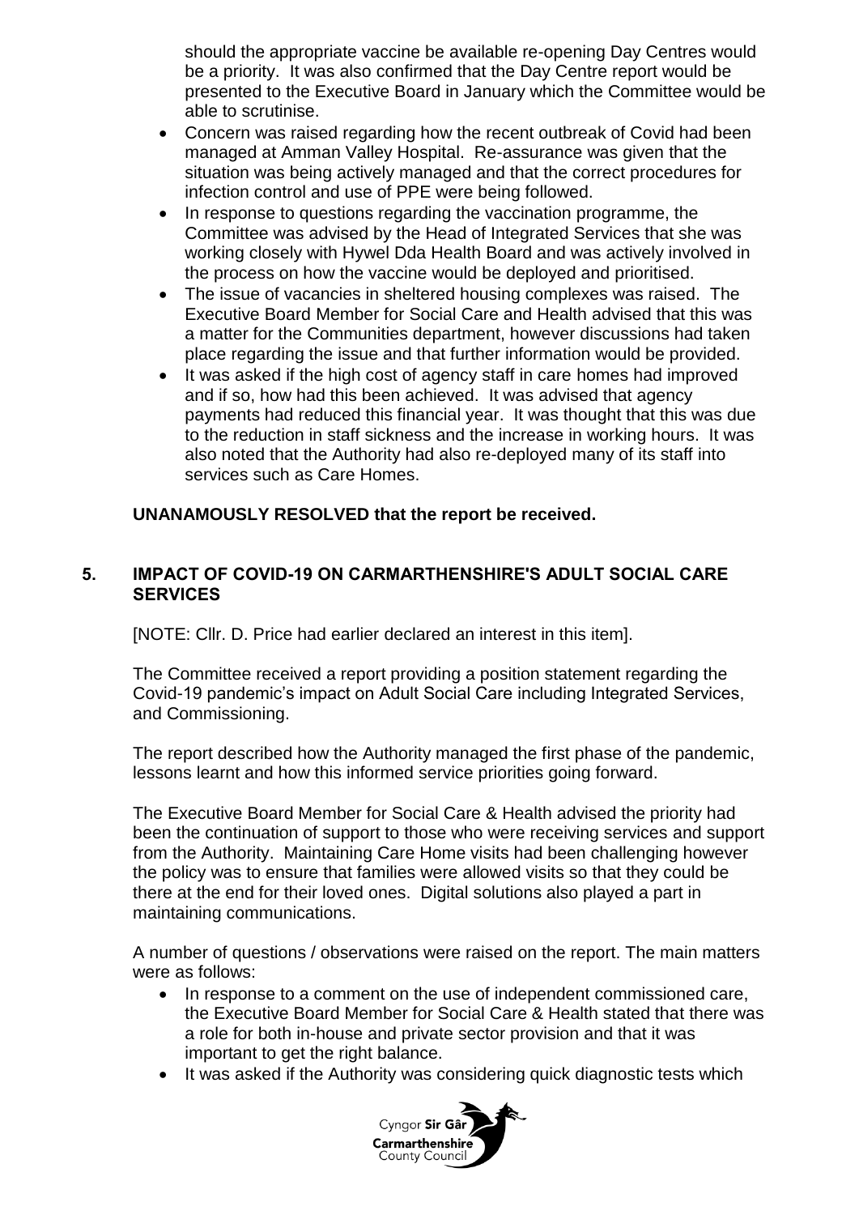should the appropriate vaccine be available re-opening Day Centres would be a priority. It was also confirmed that the Day Centre report would be presented to the Executive Board in January which the Committee would be able to scrutinise.

- Concern was raised regarding how the recent outbreak of Covid had been managed at Amman Valley Hospital. Re-assurance was given that the situation was being actively managed and that the correct procedures for infection control and use of PPE were being followed.
- In response to questions regarding the vaccination programme, the Committee was advised by the Head of Integrated Services that she was working closely with Hywel Dda Health Board and was actively involved in the process on how the vaccine would be deployed and prioritised.
- The issue of vacancies in sheltered housing complexes was raised. The Executive Board Member for Social Care and Health advised that this was a matter for the Communities department, however discussions had taken place regarding the issue and that further information would be provided.
- It was asked if the high cost of agency staff in care homes had improved and if so, how had this been achieved. It was advised that agency payments had reduced this financial year. It was thought that this was due to the reduction in staff sickness and the increase in working hours. It was also noted that the Authority had also re-deployed many of its staff into services such as Care Homes.

**UNANAMOUSLY RESOLVED that the report be received.**

## 5. IMPACT OF COVID-19 ON CARMARTHENSHIRE'S ADULT SOCIAL CARE SERVICES

[NOTE: Cllr. D. Price had earlier declared an interest in this item].

The Committee received a report providing a position statement regarding the Covid-19 pandemic's impact on Adult Social Care including Integrated Services, and Commissioning.

The report described how the Authority managed the first phase of the pandemic, lessons learnt and how this informed service priorities going forward.

The Executive Board Member for Social Care & Health advised the priority had been the continuation of support to those who were receiving services and support from the Authority. Maintaining Care Home visits had been challenging however the policy was to ensure that families were allowed visits so that they could be there at the end for their loved ones. Digital solutions also played a part in maintaining communications.

A number of questions / observations were raised on the report. The main matters were as follows:

- In response to a comment on the use of independent commissioned care, the Executive Board Member for Social Care & Health stated that there was a role for both in-house and private sector provision and that it was important to get the right balance.
- It was asked if the Authority was considering quick diagnostic tests which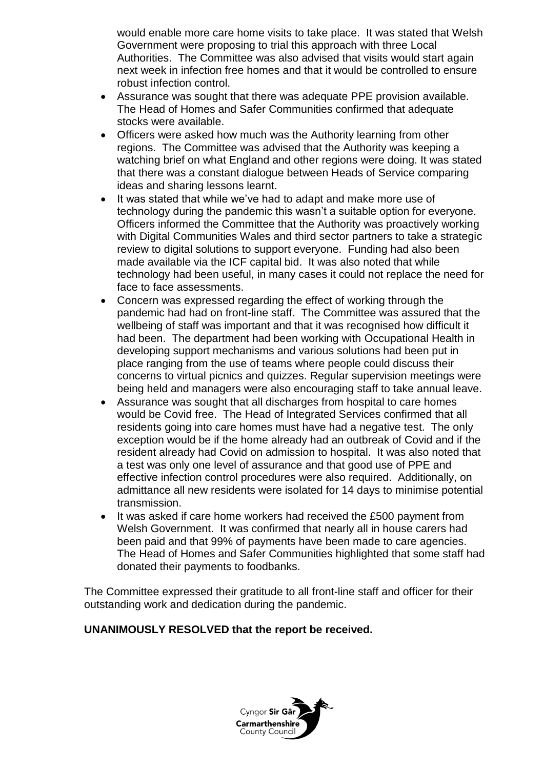would enable more care home visits to take place. It was stated that Welsh Government were proposing to trial this approach with three Local Authorities. The Committee was also advised that visits would start again next week in infection free homes and that it would be controlled to ensure robust infection control.

- Assurance was sought that there was adequate PPE provision available. The Head of Homes and Safer Communities confirmed that adequate stocks were available.
- Officers were asked how much was the Authority learning from other regions. The Committee was advised that the Authority was keeping a watching brief on what England and other regions were doing. It was stated that there was a constant dialogue between Heads of Service comparing ideas and sharing lessons learnt.
- It was stated that while we've had to adapt and make more use of technology during the pandemic this wasn't a suitable option for everyone. Officers informed the Committee that the Authority was proactively working with Digital Communities Wales and third sector partners to take a strategic review to digital solutions to support everyone. Funding had also been made available via the ICF capital bid. It was also noted that while technology had been useful, in many cases it could not replace the need for face to face assessments.
- Concern was expressed regarding the effect of working through the pandemic had had on front-line staff. The Committee was assured that the wellbeing of staff was important and that it was recognised how difficult it had been. The department had been working with Occupational Health in developing support mechanisms and various solutions had been put in place ranging from the use of teams where people could discuss their concerns to virtual picnics and quizzes. Regular supervision meetings were being held and managers were also encouraging staff to take annual leave.
- Assurance was sought that all discharges from hospital to care homes would be Covid free. The Head of Integrated Services confirmed that all residents going into care homes must have had a negative test. The only exception would be if the home already had an outbreak of Covid and if the resident already had Covid on admission to hospital. It was also noted that a test was only one level of assurance and that good use of PPE and effective infection control procedures were also required. Additionally, on admittance all new residents were isolated for 14 days to minimise potential transmission.
- It was asked if care home workers had received the £500 payment from Welsh Government. It was confirmed that nearly all in house carers had been paid and that 99% of payments have been made to care agencies. The Head of Homes and Safer Communities highlighted that some staff had donated their payments to foodbanks.

The Committee expressed their gratitude to all front-line staff and officer for their outstanding work and dedication during the pandemic.

**UNANIMOUSLY RESOLVED that the report be received.**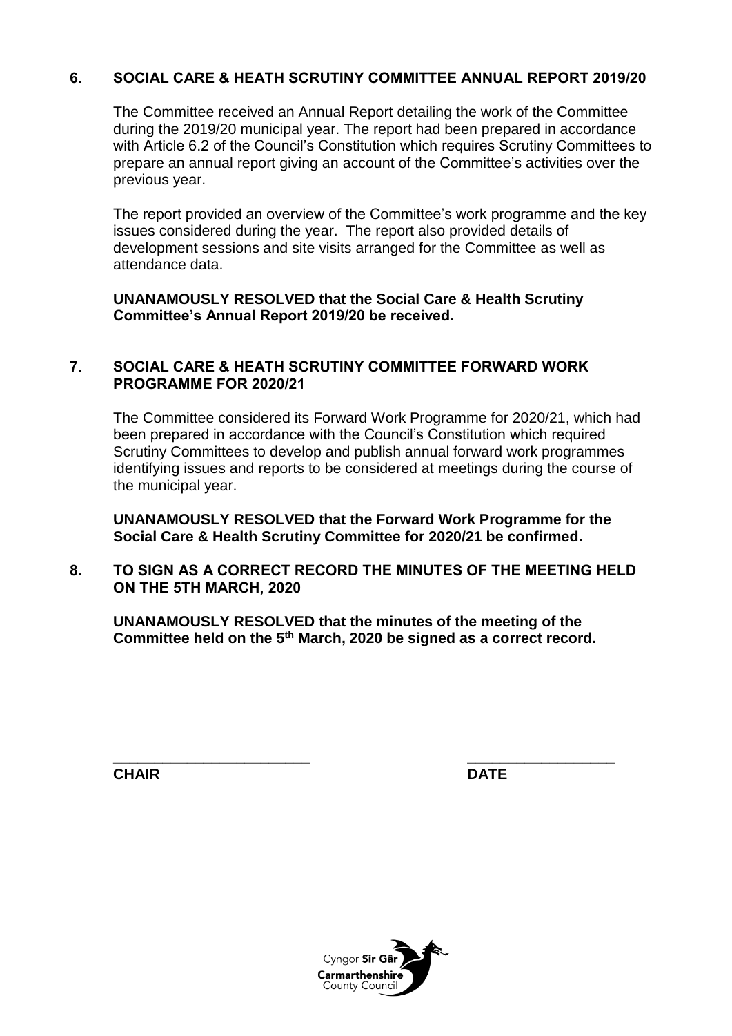## 6. SOCIAL CARE & HEATH SCRUTINY COMMITTEE ANNUAL REPORT 2019/20

The Committee received an Annual Report detailing the work of the Committee during the 2019/20 municipal year. The report had been prepared in accordance with Article 6.2 of the Council's Constitution which requires Scrutiny Committees to prepare an annual report giving an account of the Committee's activities over the previous year.

The report provided an overview of the Committee's work programme and the key issues considered during the year. The report also provided details of development sessions and site visits arranged for the Committee as well as attendance data.

**UNANAMOUSLY RESOLVED that the Social Care & Health Scrutiny Committee's Annual Report 2019/20 be received.**

## 7. SOCIAL CARE & HEATH SCRUTINY COMMITTEE FORWARD WORK PROGRAMME FOR 2020/21

The Committee considered its Forward Work Programme for 2020/21, which had been prepared in accordance with the Council's Constitution which required Scrutiny Committees to develop and publish annual forward work programmes identifying issues and reports to be considered at meetings during the course of the municipal year.

**UNANAMOUSLY RESOLVED that the Forward Work Programme for the Social Care & Health Scrutiny Committee for 2020/21 be confirmed.**

## 8. TO SIGN AS A CORRECT RECORD THE MINUTES OF THE MEETING HELD ON THE 5TH MARCH, 2020

**UNANAMOUSLY RESOLVED that the minutes of the meeting of the Committee held on the 5th March, 2020 be signed as a correct record.**

\_\_\_\_\_\_\_\_\_\_\_\_\_\_\_\_\_\_\_\_\_\_\_\_ \_\_\_\_\_\_\_\_\_\_\_\_\_\_\_\_\_\_

**CHAIR** **DATE**

Cyngor **Sir Gâr**
**Carmarthenshire**
County Council